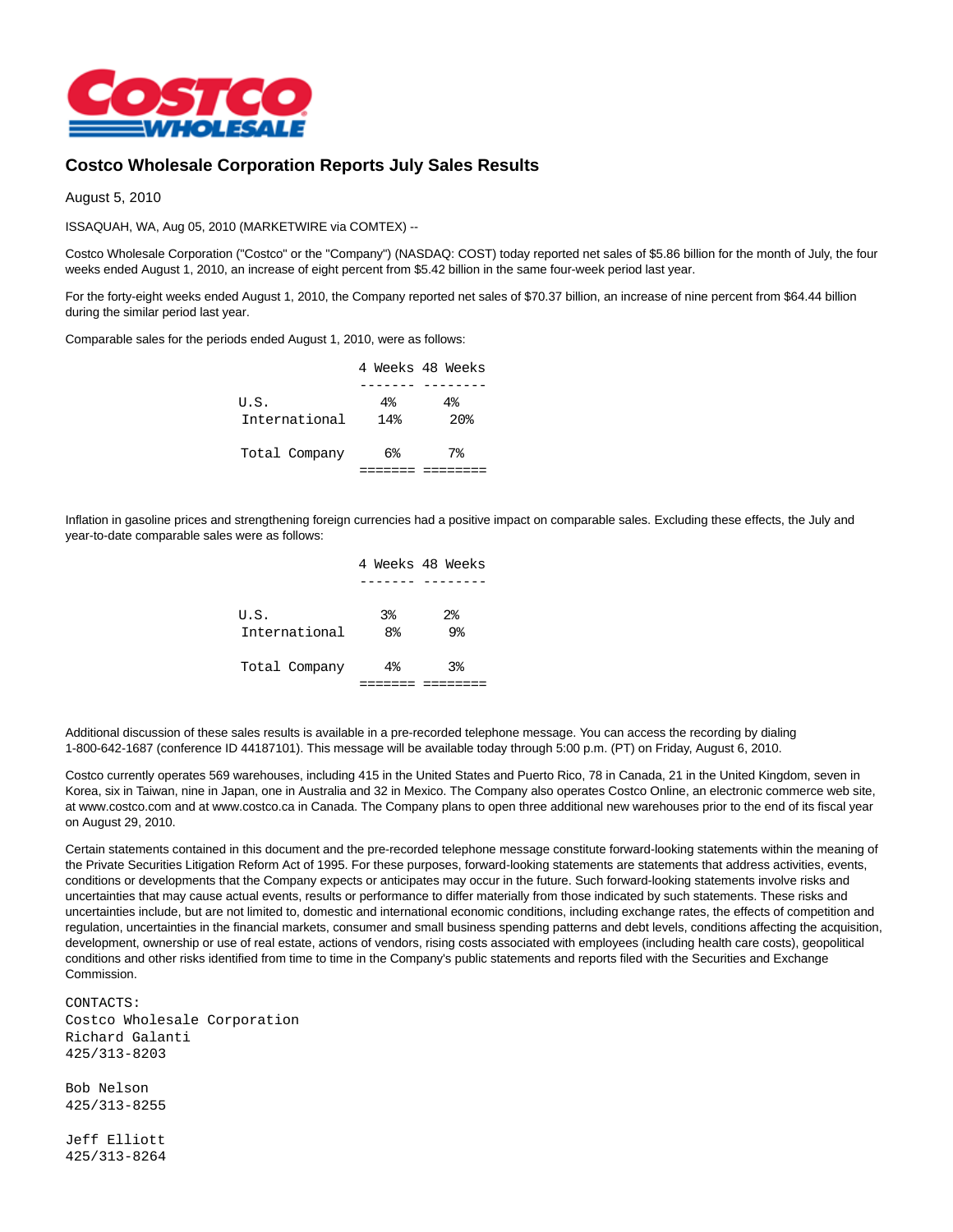# Costco Wholesale Corporation Reports July Sales Results

August 5, 2010

ISSAQUAH, WA, Aug 05, 2010 (MARKETWIRE via COMTEX) --

Costco Wholesale Corporation ("Costco" or the "Company") (NASDAQ: COST) today reported net sales of $5.86 billion for the month of July, the four weeks ended August 1, 2010, an increase of eight percent from $5.42 billion in the same four-week period last year.

For the forty-eight weeks ended August 1, 2010, the Company reported net sales of $70.37 billion, an increase of nine percent from $64.44 billion during the similar period last year.

Comparable sales for the periods ended August 1, 2010, were as follows:

| | 4 Weeks | 48 Weeks |
|---|---|---|
| U.S. | 4% | 4% |
| International | 14% | 20% |
| Total Company | 6% | 7% |

Inflation in gasoline prices and strengthening foreign currencies had a positive impact on comparable sales. Excluding these effects, the July and year-to-date comparable sales were as follows:

| | 4 Weeks | 48 Weeks |
|---|---|---|
| U.S. | 3% | 2% |
| International | 8% | 9% |
| Total Company | 4% | 3% |

Additional discussion of these sales results is available in a pre-recorded telephone message. You can access the recording by dialing 1-800-642-1687 (conference ID 44187101). This message will be available today through 5:00 p.m. (PT) on Friday, August 6, 2010.

Costco currently operates 569 warehouses, including 415 in the United States and Puerto Rico, 78 in Canada, 21 in the United Kingdom, seven in Korea, six in Taiwan, nine in Japan, one in Australia and 32 in Mexico. The Company also operates Costco Online, an electronic commerce web site, at www.costco.com and at www.costco.ca in Canada. The Company plans to open three additional new warehouses prior to the end of its fiscal year on August 29, 2010.

Certain statements contained in this document and the pre-recorded telephone message constitute forward-looking statements within the meaning of the Private Securities Litigation Reform Act of 1995. For these purposes, forward-looking statements are statements that address activities, events, conditions or developments that the Company expects or anticipates may occur in the future. Such forward-looking statements involve risks and uncertainties that may cause actual events, results or performance to differ materially from those indicated by such statements. These risks and uncertainties include, but are not limited to, domestic and international economic conditions, including exchange rates, the effects of competition and regulation, uncertainties in the financial markets, consumer and small business spending patterns and debt levels, conditions affecting the acquisition, development, ownership or use of real estate, actions of vendors, rising costs associated with employees (including health care costs), geopolitical conditions and other risks identified from time to time in the Company's public statements and reports filed with the Securities and Exchange Commission.

CONTACTS:
Costco Wholesale Corporation
Richard Galanti
425/313-8203

Bob Nelson
425/313-8255

Jeff Elliott
425/313-8264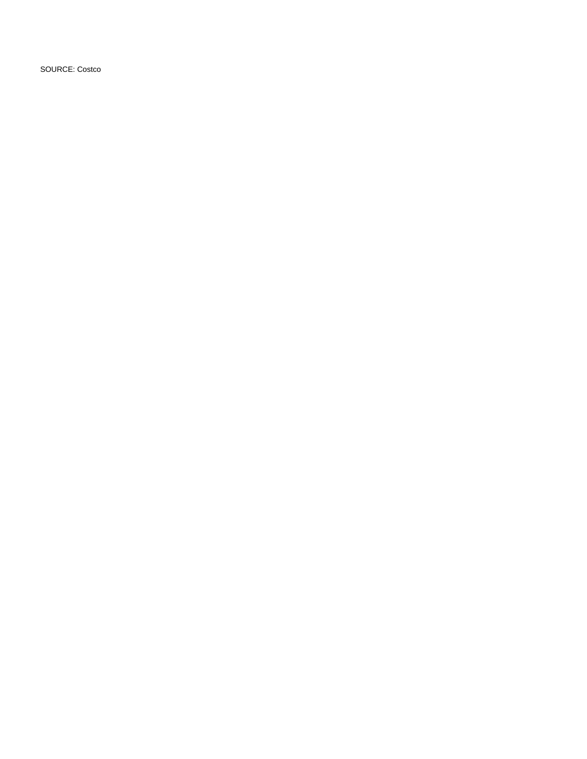SOURCE: Costco